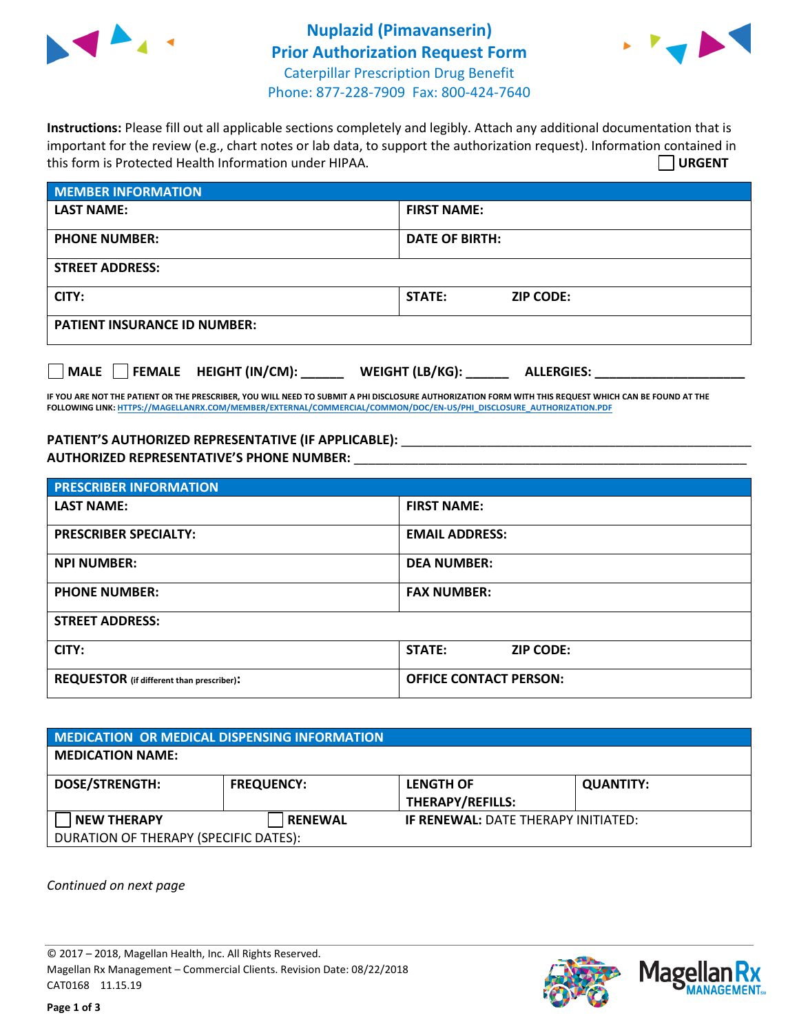# Nuplazid (Pimavanserin)
## Prior Authorization Request Form
Caterpillar Prescription Drug Benefit
Phone: 877-228-7909 Fax: 800-424-7640

**Instructions:** Please fill out all applicable sections completely and legibly. Attach any additional documentation that is important for the review (e.g., chart notes or lab data, to support the authorization request). Information contained in this form is Protected Health Information under HIPAA. ☐ **URGENT**

| MEMBER INFORMATION | |
|---|---|
| **LAST NAME:** | **FIRST NAME:** |
| **PHONE NUMBER:** | **DATE OF BIRTH:** |
| **STREET ADDRESS:** | |
| **CITY:** | **STATE:** **ZIP CODE:** |
| **PATIENT INSURANCE ID NUMBER:** | |

☐ **MALE** ☐ **FEMALE** **HEIGHT (IN/CM):** ______ **WEIGHT (LB/KG):** ______ **ALLERGIES:** ____________________

**IF YOU ARE NOT THE PATIENT OR THE PRESCRIBER, YOU WILL NEED TO SUBMIT A PHI DISCLOSURE AUTHORIZATION FORM WITH THIS REQUEST WHICH CAN BE FOUND AT THE FOLLOWING LINK: HTTPS://MAGELLANRX.COM/MEMBER/EXTERNAL/COMMERCIAL/COMMON/DOC/EN-US/PHI_DISCLOSURE_AUTHORIZATION.PDF**

**PATIENT'S AUTHORIZED REPRESENTATIVE (IF APPLICABLE):** ____________________
**AUTHORIZED REPRESENTATIVE'S PHONE NUMBER:** ____________________

| PRESCRIBER INFORMATION | |
|---|---|
| **LAST NAME:** | **FIRST NAME:** |
| **PRESCRIBER SPECIALTY:** | **EMAIL ADDRESS:** |
| **NPI NUMBER:** | **DEA NUMBER:** |
| **PHONE NUMBER:** | **FAX NUMBER:** |
| **STREET ADDRESS:** | |
| **CITY:** | **STATE:** **ZIP CODE:** |
| **REQUESTOR** (if different than prescriber)**:** | **OFFICE CONTACT PERSON:** |

| MEDICATION OR MEDICAL DISPENSING INFORMATION | | | |
|---|---|---|---|
| **MEDICATION NAME:** | | | |
| **DOSE/STRENGTH:** | **FREQUENCY:** | **LENGTH OF THERAPY/REFILLS:** | **QUANTITY:** |
| ☐ **NEW THERAPY** | ☐ **RENEWAL** | **IF RENEWAL:** DATE THERAPY INITIATED: | |
| DURATION OF THERAPY (SPECIFIC DATES): | | | |

*Continued on next page*

© 2017 – 2018, Magellan Health, Inc. All Rights Reserved.
Magellan Rx Management – Commercial Clients. Revision Date: 08/22/2018
CAT0168 11.15.19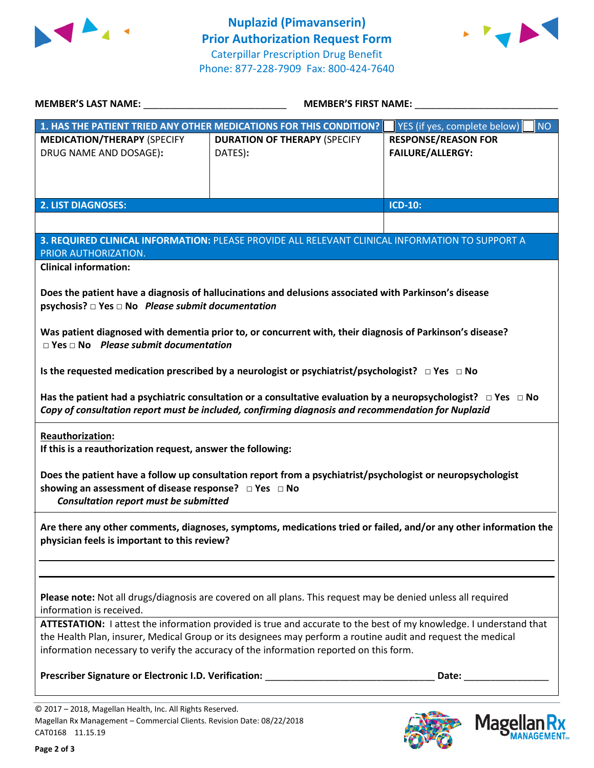# Nuplazid (Pimavanserin)
# Prior Authorization Request Form

Caterpillar Prescription Drug Benefit
Phone: 877-228-7909 Fax: 800-424-7640

**MEMBER'S LAST NAME:** ___________________________ **MEMBER'S FIRST NAME:** ___________________________

| **1. HAS THE PATIENT TRIED ANY OTHER MEDICATIONS FOR THIS CONDITION?** | | ☐ YES (if yes, complete below) ☐ NO |
|---|---|---|
| **MEDICATION/THERAPY** (SPECIFY DRUG NAME AND DOSAGE): | **DURATION OF THERAPY** (SPECIFY DATES): | **RESPONSE/REASON FOR FAILURE/ALLERGY:** |
| | | |

| **2. LIST DIAGNOSES:** | **ICD-10:** |
|---|---|
| | |

**3. REQUIRED CLINICAL INFORMATION:** PLEASE PROVIDE ALL RELEVANT CLINICAL INFORMATION TO SUPPORT A PRIOR AUTHORIZATION.

**Clinical information:**

**Does the patient have a diagnosis of hallucinations and delusions associated with Parkinson's disease psychosis? □ Yes □ No** ***Please submit documentation***

**Was patient diagnosed with dementia prior to, or concurrent with, their diagnosis of Parkinson's disease? □ Yes □ No** ***Please submit documentation***

**Is the requested medication prescribed by a neurologist or psychiatrist/psychologist? □ Yes □ No**

**Has the patient had a psychiatric consultation or a consultative evaluation by a neuropsychologist? □ Yes □ No**
***Copy of consultation report must be included, confirming diagnosis and recommendation for Nuplazid***

**Reauthorization:**
**If this is a reauthorization request, answer the following:**

**Does the patient have a follow up consultation report from a psychiatrist/psychologist or neuropsychologist showing an assessment of disease response? □ Yes □ No**
***Consultation report must be submitted***

**Are there any other comments, diagnoses, symptoms, medications tried or failed, and/or any other information the physician feels is important to this review?**

_______________________________________________________________________________

_______________________________________________________________________________

**Please note:** Not all drugs/diagnosis are covered on all plans. This request may be denied unless all required information is received.

**ATTESTATION:** I attest the information provided is true and accurate to the best of my knowledge. I understand that the Health Plan, insurer, Medical Group or its designees may perform a routine audit and request the medical information necessary to verify the accuracy of the information reported on this form.

**Prescriber Signature or Electronic I.D. Verification:** ________________________________ **Date:** ________________

© 2017 – 2018, Magellan Health, Inc. All Rights Reserved.
Magellan Rx Management – Commercial Clients. Revision Date: 08/22/2018
CAT0168 11.15.19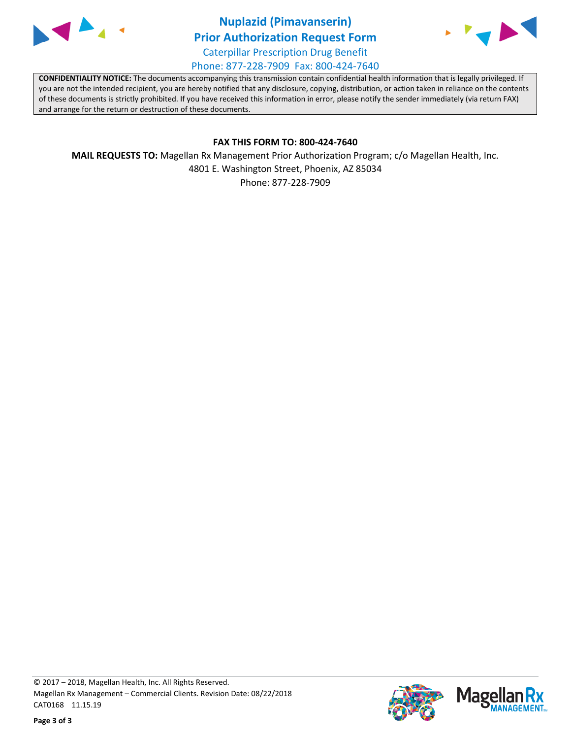**CONFIDENTIALITY NOTICE:** The documents accompanying this transmission contain confidential health information that is legally privileged. If you are not the intended recipient, you are hereby notified that any disclosure, copying, distribution, or action taken in reliance on the contents of these documents is strictly prohibited. If you have received this information in error, please notify the sender immediately (via return FAX) and arrange for the return or destruction of these documents.

**FAX THIS FORM TO: 800-424-7640**

**MAIL REQUESTS TO:** Magellan Rx Management Prior Authorization Program; c/o Magellan Health, Inc.
4801 E. Washington Street, Phoenix, AZ 85034
Phone: 877-228-7909